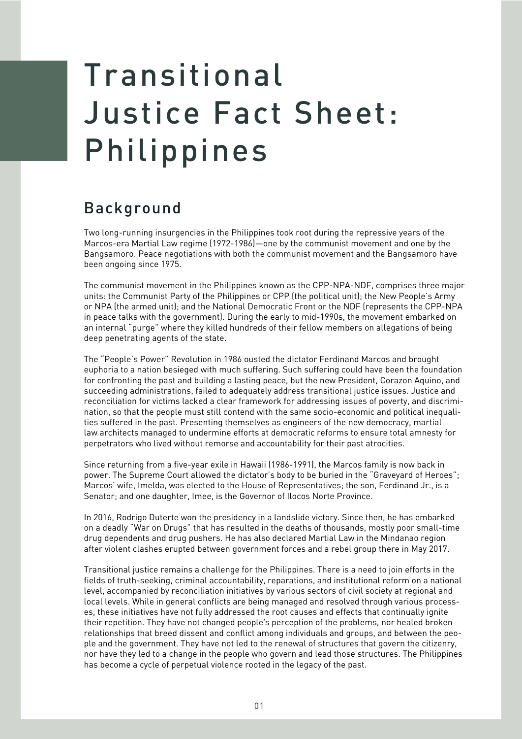# Transitional Justice Fact Sheet: Philippines

## Background

Two long-running insurgencies in the Philippines took root during the repressive years of the Marcos-era Martial Law regime (1972-1986)—one by the communist movement and one by the Bangsamoro. Peace negotiations with both the communist movement and the Bangsamoro have been ongoing since 1975.

The communist movement in the Philippines known as the CPP-NPA-NDF, comprises three major units: the Communist Party of the Philippines or CPP (the political unit); the New People's Army or NPA (the armed unit); and the National Democratic Front or the NDF (represents the CPP-NPA in peace talks with the government). During the early to mid-1990s, the movement embarked on an internal "purge" where they killed hundreds of their fellow members on allegations of being deep penetrating agents of the state.

The "People's Power" Revolution in 1986 ousted the dictator Ferdinand Marcos and brought euphoria to a nation besieged with much suffering. Such suffering could have been the foundation for confronting the past and building a lasting peace, but the new President, Corazon Aquino, and succeeding administrations, failed to adequately address transitional justice issues. Justice and reconciliation for victims lacked a clear framework for addressing issues of poverty, and discrimination, so that the people must still contend with the same socio-economic and political inequalities suffered in the past. Presenting themselves as engineers of the new democracy, martial law architects managed to undermine efforts at democratic reforms to ensure total amnesty for perpetrators who lived without remorse and accountability for their past atrocities.

Since returning from a five-year exile in Hawaii (1986-1991), the Marcos family is now back in power. The Supreme Court allowed the dictator's body to be buried in the "Graveyard of Heroes"; Marcos' wife, Imelda, was elected to the House of Representatives; the son, Ferdinand Jr., is a Senator; and one daughter, Imee, is the Governor of Ilocos Norte Province.

In 2016, Rodrigo Duterte won the presidency in a landslide victory. Since then, he has embarked on a deadly "War on Drugs" that has resulted in the deaths of thousands, mostly poor small-time drug dependents and drug pushers. He has also declared Martial Law in the Mindanao region after violent clashes erupted between government forces and a rebel group there in May 2017.

Transitional justice remains a challenge for the Philippines. There is a need to join efforts in the fields of truth-seeking, criminal accountability, reparations, and institutional reform on a national level, accompanied by reconciliation initiatives by various sectors of civil society at regional and local levels. While in general conflicts are being managed and resolved through various processes, these initiatives have not fully addressed the root causes and effects that continually ignite their repetition. They have not changed people's perception of the problems, nor healed broken relationships that breed dissent and conflict among individuals and groups, and between the people and the government. They have not led to the renewal of structures that govern the citizenry, nor have they led to a change in the people who govern and lead those structures. The Philippines has become a cycle of perpetual violence rooted in the legacy of the past.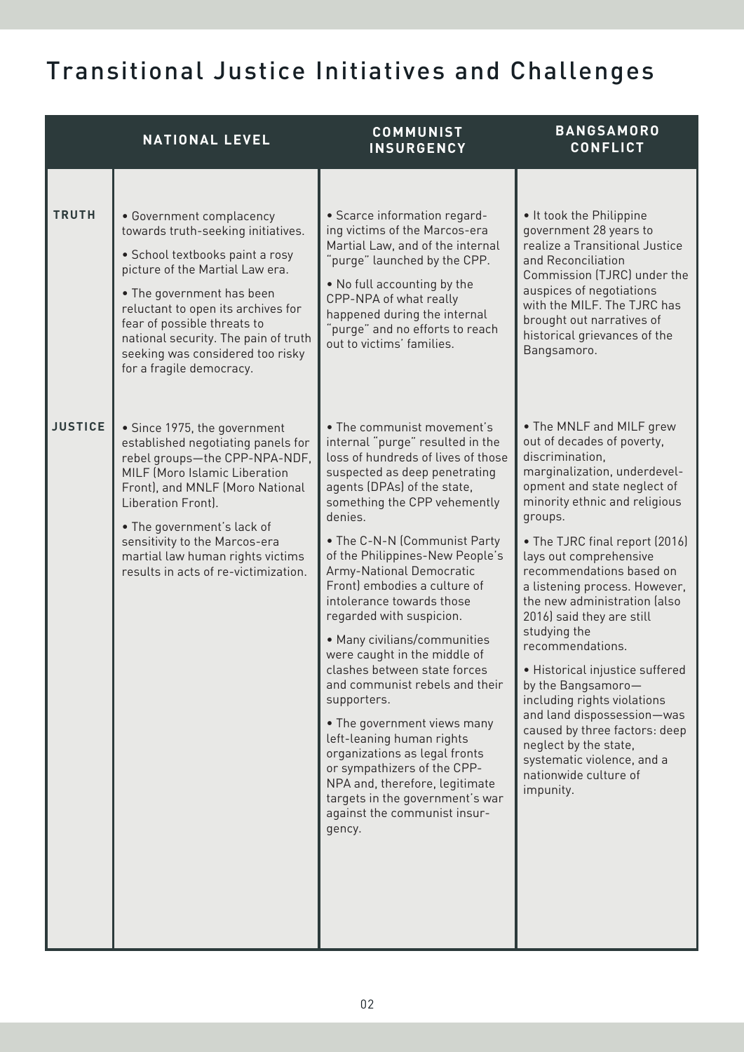# Transitional Justice Initiatives and Challenges

| | NATIONAL LEVEL | COMMUNIST INSURGENCY | BANGSAMORO CONFLICT |
|---|---|---|---|
| **TRUTH** | • Government complacency towards truth-seeking initiatives.<br>• School textbooks paint a rosy picture of the Martial Law era.<br>• The government has been reluctant to open its archives for fear of possible threats to national security. The pain of truth seeking was considered too risky for a fragile democracy. | • Scarce information regarding victims of the Marcos-era Martial Law, and of the internal "purge" launched by the CPP.<br>• No full accounting by the CPP-NPA of what really happened during the internal "purge" and no efforts to reach out to victims' families. | • It took the Philippine government 28 years to realize a Transitional Justice and Reconciliation Commission (TJRC) under the auspices of negotiations with the MILF. The TJRC has brought out narratives of historical grievances of the Bangsamoro. |
| **JUSTICE** | • Since 1975, the government established negotiating panels for rebel groups—the CPP-NPA-NDF, MILF (Moro Islamic Liberation Front), and MNLF (Moro National Liberation Front).<br>• The government's lack of sensitivity to the Marcos-era martial law human rights victims results in acts of re-victimization. | • The communist movement's internal "purge" resulted in the loss of hundreds of lives of those suspected as deep penetrating agents (DPAs) of the state, something the CPP vehemently denies.<br>• The C-N-N (Communist Party of the Philippines-New People's Army-National Democratic Front) embodies a culture of intolerance towards those regarded with suspicion.<br>• Many civilians/communities were caught in the middle of clashes between state forces and communist rebels and their supporters.<br>• The government views many left-leaning human rights organizations as legal fronts or sympathizers of the CPP-NPA and, therefore, legitimate targets in the government's war against the communist insurgency. | • The MNLF and MILF grew out of decades of poverty, discrimination, marginalization, underdevelopment and state neglect of minority ethnic and religious groups.<br>• The TJRC final report (2016) lays out comprehensive recommendations based on a listening process. However, the new administration (also 2016) said they are still studying the recommendations.<br>• Historical injustice suffered by the Bangsamoro—including rights violations and land dispossession—was caused by three factors: deep neglect by the state, systematic violence, and a nationwide culture of impunity. |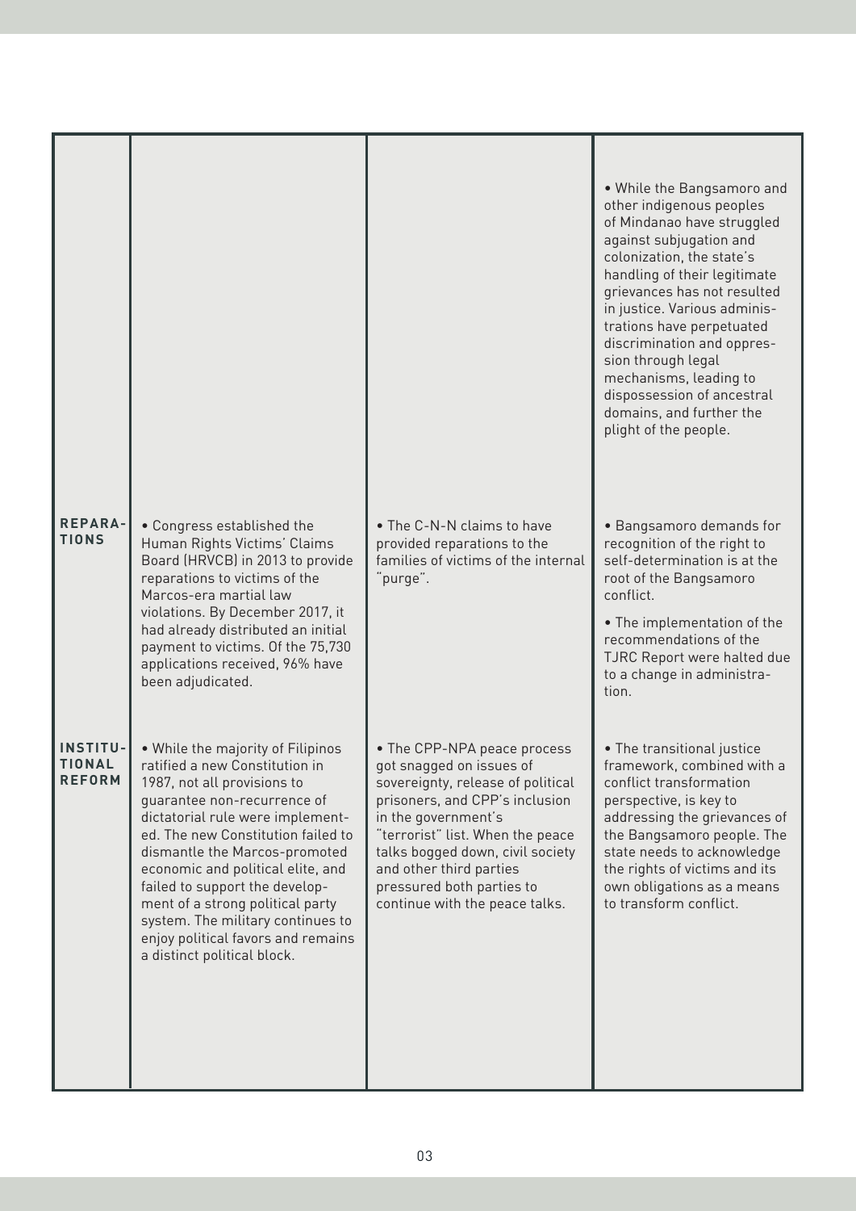| | | | |
|---|---|---|---|
| | | | • While the Bangsamoro and other indigenous peoples of Mindanao have struggled against subjugation and colonization, the state's handling of their legitimate grievances has not resulted in justice. Various administrations have perpetuated discrimination and oppression through legal mechanisms, leading to dispossession of ancestral domains, and further the plight of the people. |
| **REPARATIONS** | • Congress established the Human Rights Victims' Claims Board (HRVCB) in 2013 to provide reparations to victims of the Marcos-era martial law violations. By December 2017, it had already distributed an initial payment to victims. Of the 75,730 applications received, 96% have been adjudicated. | • The C-N-N claims to have provided reparations to the families of victims of the internal "purge". | • Bangsamoro demands for recognition of the right to self-determination is at the root of the Bangsamoro conflict. • The implementation of the recommendations of the TJRC Report were halted due to a change in administration. |
| **INSTITUTIONAL REFORM** | • While the majority of Filipinos ratified a new Constitution in 1987, not all provisions to guarantee non-recurrence of dictatorial rule were implemented. The new Constitution failed to dismantle the Marcos-promoted economic and political elite, and failed to support the development of a strong political party system. The military continues to enjoy political favors and remains a distinct political block. | • The CPP-NPA peace process got snagged on issues of sovereignty, release of political prisoners, and CPP's inclusion in the government's "terrorist" list. When the peace talks bogged down, civil society and other third parties pressured both parties to continue with the peace talks. | • The transitional justice framework, combined with a conflict transformation perspective, is key to addressing the grievances of the Bangsamoro people. The state needs to acknowledge the rights of victims and its own obligations as a means to transform conflict. |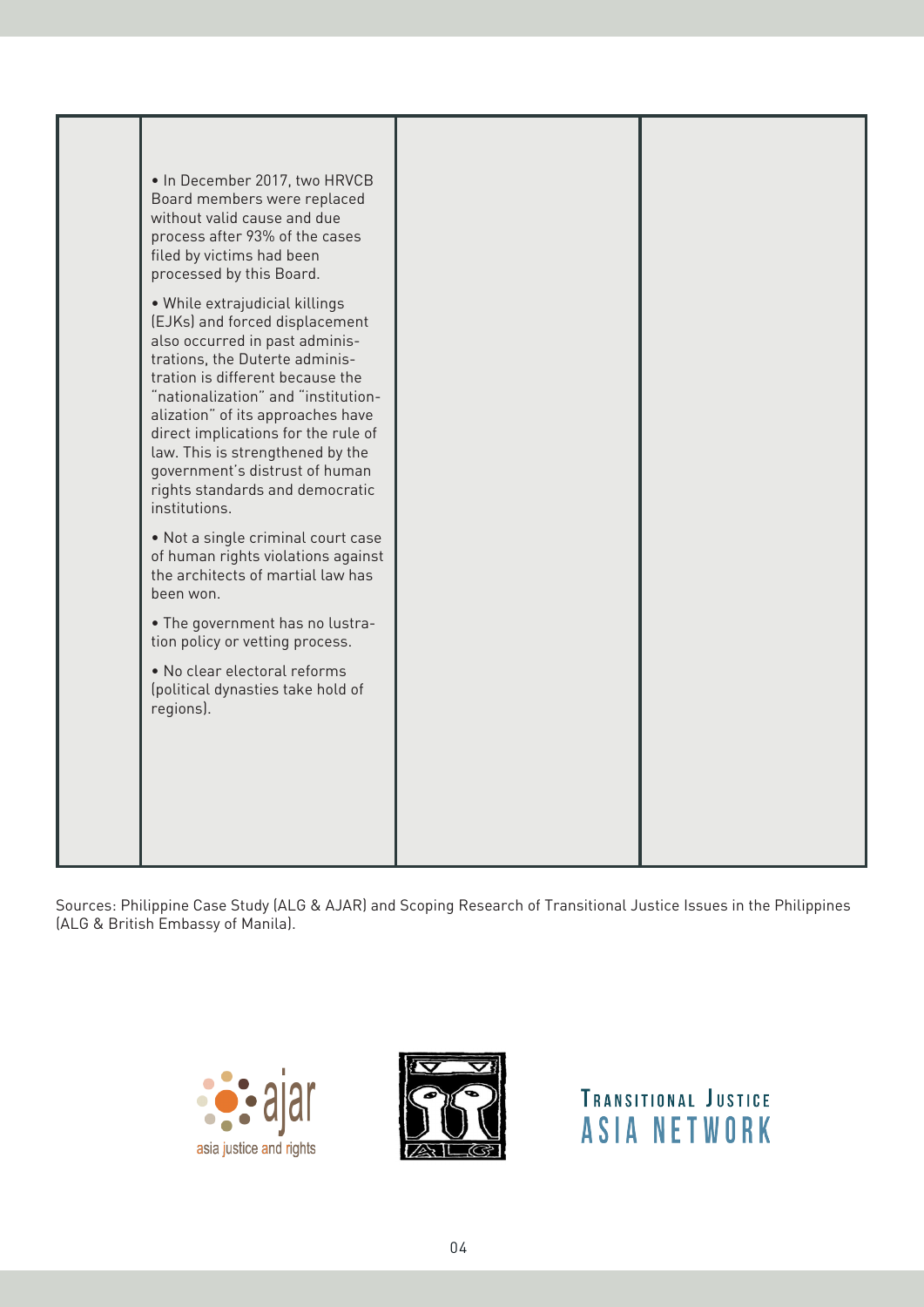| | | | |
|---|---|---|---|
| | • In December 2017, two HRVCB Board members were replaced without valid cause and due process after 93% of the cases filed by victims had been processed by this Board.<br><br>• While extrajudicial killings (EJKs) and forced displacement also occurred in past administrations, the Duterte administration is different because the "nationalization" and "institutionalization" of its approaches have direct implications for the rule of law. This is strengthened by the government's distrust of human rights standards and democratic institutions.<br><br>• Not a single criminal court case of human rights violations against the architects of martial law has been won.<br><br>• The government has no lustration policy or vetting process.<br><br>• No clear electoral reforms (political dynasties take hold of regions). | | |

Sources: Philippine Case Study (ALG & AJAR) and Scoping Research of Transitional Justice Issues in the Philippines (ALG & British Embassy of Manila).

ajar
asia justice and rights

ALG

TRANSITIONAL JUSTICE
ASIA NETWORK